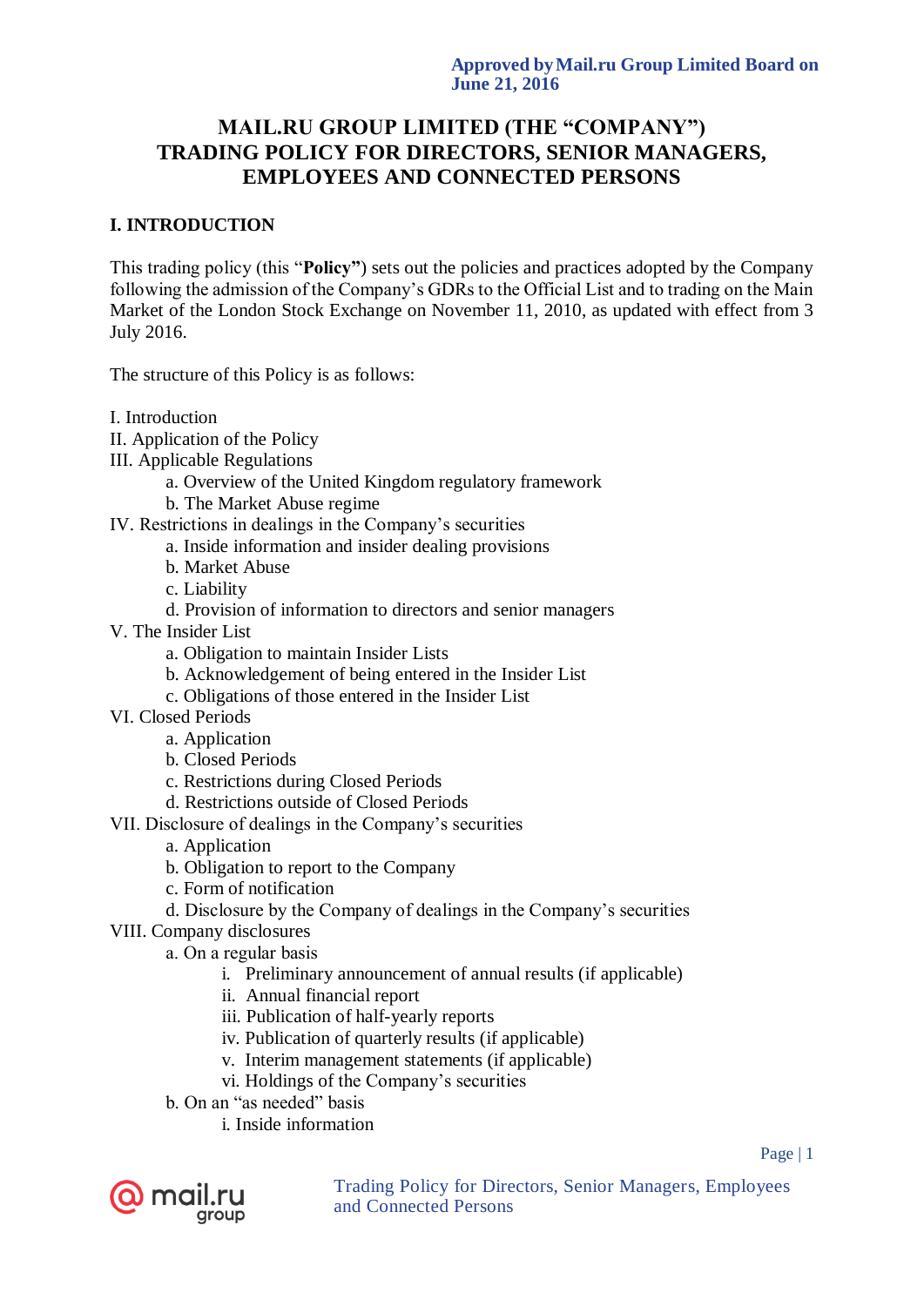Approved by Mail.ru Group Limited Board on June 21, 2016

# MAIL.RU GROUP LIMITED (THE "COMPANY") TRADING POLICY FOR DIRECTORS, SENIOR MANAGERS, EMPLOYEES AND CONNECTED PERSONS

## I. INTRODUCTION

This trading policy (this "**Policy"**) sets out the policies and practices adopted by the Company following the admission of the Company's GDRs to the Official List and to trading on the Main Market of the London Stock Exchange on November 11, 2010, as updated with effect from 3 July 2016.

The structure of this Policy is as follows:

I. Introduction
II. Application of the Policy
III. Applicable Regulations
  a. Overview of the United Kingdom regulatory framework
  b. The Market Abuse regime
IV. Restrictions in dealings in the Company's securities
  a. Inside information and insider dealing provisions
  b. Market Abuse
  c. Liability
  d. Provision of information to directors and senior managers
V. The Insider List
  a. Obligation to maintain Insider Lists
  b. Acknowledgement of being entered in the Insider List
  c. Obligations of those entered in the Insider List
VI. Closed Periods
  a. Application
  b. Closed Periods
  c. Restrictions during Closed Periods
  d. Restrictions outside of Closed Periods
VII. Disclosure of dealings in the Company's securities
  a. Application
  b. Obligation to report to the Company
  c. Form of notification
  d. Disclosure by the Company of dealings in the Company's securities
VIII. Company disclosures
  a. On a regular basis
    i. Preliminary announcement of annual results (if applicable)
    ii. Annual financial report
    iii. Publication of half-yearly reports
    iv. Publication of quarterly results (if applicable)
    v. Interim management statements (if applicable)
    vi. Holdings of the Company's securities
  b. On an "as needed" basis
    i. Inside information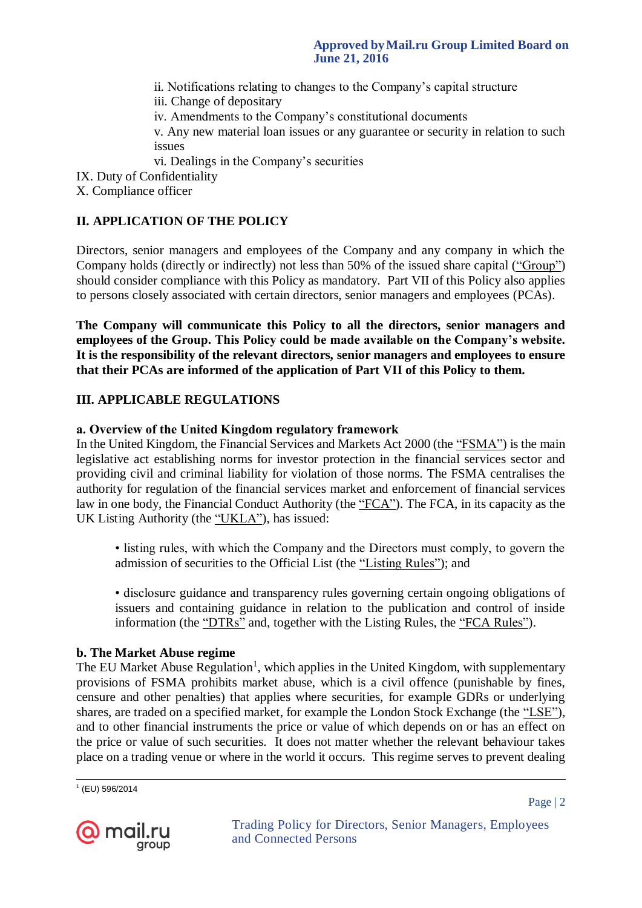ii. Notifications relating to changes to the Company's capital structure
iii. Change of depositary
iv. Amendments to the Company's constitutional documents
v. Any new material loan issues or any guarantee or security in relation to such issues
vi. Dealings in the Company's securities

IX. Duty of Confidentiality
X. Compliance officer

## II. APPLICATION OF THE POLICY

Directors, senior managers and employees of the Company and any company in which the Company holds (directly or indirectly) not less than 50% of the issued share capital ("Group") should consider compliance with this Policy as mandatory. Part VII of this Policy also applies to persons closely associated with certain directors, senior managers and employees (PCAs).

**The Company will communicate this Policy to all the directors, senior managers and employees of the Group. This Policy could be made available on the Company's website. It is the responsibility of the relevant directors, senior managers and employees to ensure that their PCAs are informed of the application of Part VII of this Policy to them.**

## III. APPLICABLE REGULATIONS

### a. Overview of the United Kingdom regulatory framework

In the United Kingdom, the Financial Services and Markets Act 2000 (the "FSMA") is the main legislative act establishing norms for investor protection in the financial services sector and providing civil and criminal liability for violation of those norms. The FSMA centralises the authority for regulation of the financial services market and enforcement of financial services law in one body, the Financial Conduct Authority (the "FCA"). The FCA, in its capacity as the UK Listing Authority (the "UKLA"), has issued:

- listing rules, with which the Company and the Directors must comply, to govern the admission of securities to the Official List (the "Listing Rules"); and

- disclosure guidance and transparency rules governing certain ongoing obligations of issuers and containing guidance in relation to the publication and control of inside information (the "DTRs" and, together with the Listing Rules, the "FCA Rules").

### b. The Market Abuse regime

The EU Market Abuse Regulation[1], which applies in the United Kingdom, with supplementary provisions of FSMA prohibits market abuse, which is a civil offence (punishable by fines, censure and other penalties) that applies where securities, for example GDRs or underlying shares, are traded on a specified market, for example the London Stock Exchange (the "LSE"), and to other financial instruments the price or value of which depends on or has an effect on the price or value of such securities. It does not matter whether the relevant behaviour takes place on a trading venue or where in the world it occurs. This regime serves to prevent dealing

[1] (EU) 596/2014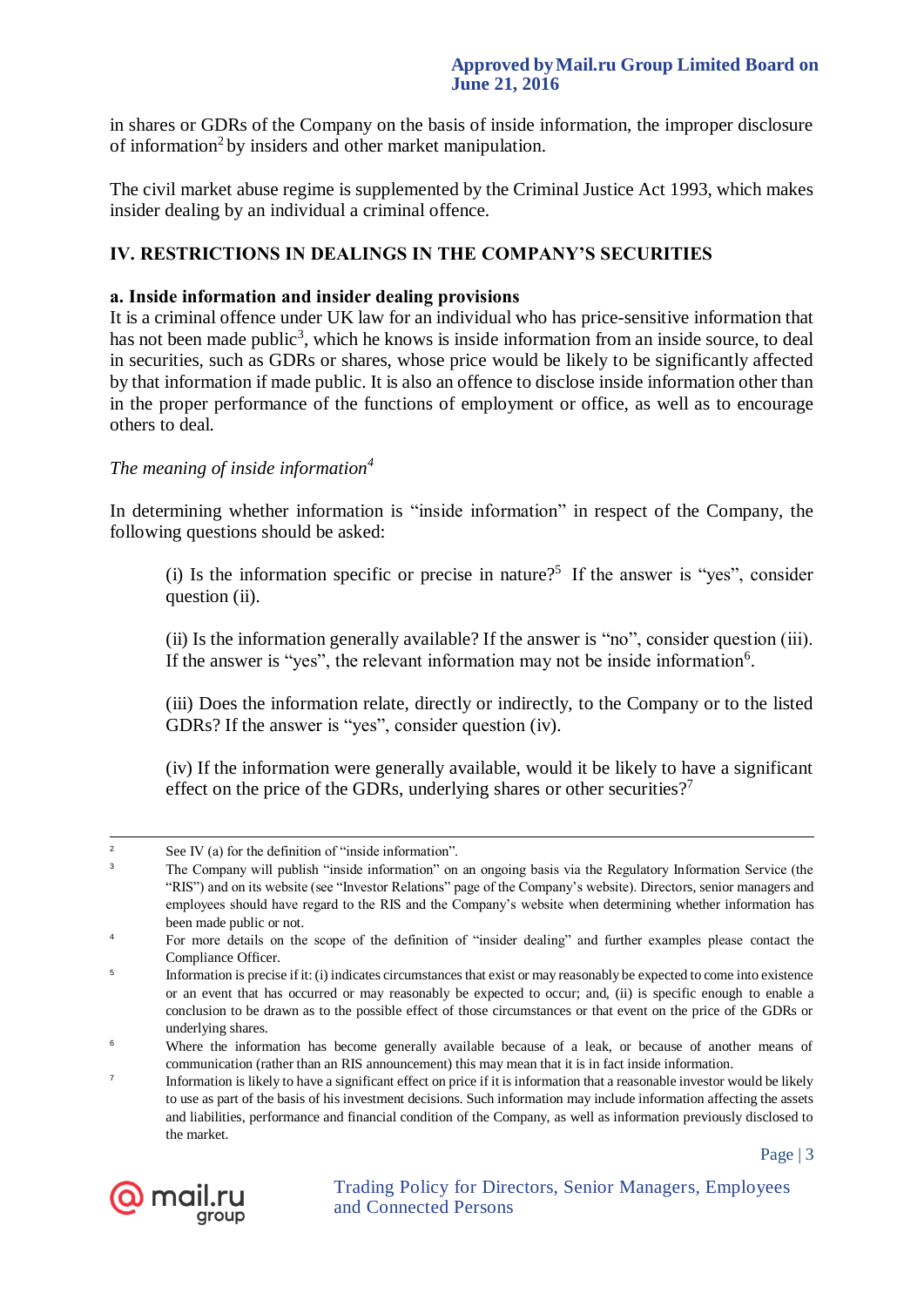in shares or GDRs of the Company on the basis of inside information, the improper disclosure of information[2] by insiders and other market manipulation.

The civil market abuse regime is supplemented by the Criminal Justice Act 1993, which makes insider dealing by an individual a criminal offence.

## IV. RESTRICTIONS IN DEALINGS IN THE COMPANY'S SECURITIES

### a. Inside information and insider dealing provisions

It is a criminal offence under UK law for an individual who has price-sensitive information that has not been made public[3], which he knows is inside information from an inside source, to deal in securities, such as GDRs or shares, whose price would be likely to be significantly affected by that information if made public. It is also an offence to disclose inside information other than in the proper performance of the functions of employment or office, as well as to encourage others to deal.

*The meaning of inside information*[4]

In determining whether information is "inside information" in respect of the Company, the following questions should be asked:

(i) Is the information specific or precise in nature?[5] If the answer is "yes", consider question (ii).

(ii) Is the information generally available? If the answer is "no", consider question (iii). If the answer is "yes", the relevant information may not be inside information[6].

(iii) Does the information relate, directly or indirectly, to the Company or to the listed GDRs? If the answer is "yes", consider question (iv).

(iv) If the information were generally available, would it be likely to have a significant effect on the price of the GDRs, underlying shares or other securities?[7]

---

[2] See IV (a) for the definition of "inside information".

[3] The Company will publish "inside information" on an ongoing basis via the Regulatory Information Service (the "RIS") and on its website (see "Investor Relations" page of the Company's website). Directors, senior managers and employees should have regard to the RIS and the Company's website when determining whether information has been made public or not.

[4] For more details on the scope of the definition of "insider dealing" and further examples please contact the Compliance Officer.

[5] Information is precise if it: (i) indicates circumstances that exist or may reasonably be expected to come into existence or an event that has occurred or may reasonably be expected to occur; and, (ii) is specific enough to enable a conclusion to be drawn as to the possible effect of those circumstances or that event on the price of the GDRs or underlying shares.

[6] Where the information has become generally available because of a leak, or because of another means of communication (rather than an RIS announcement) this may mean that it is in fact inside information.

[7] Information is likely to have a significant effect on price if it is information that a reasonable investor would be likely to use as part of the basis of his investment decisions. Such information may include information affecting the assets and liabilities, performance and financial condition of the Company, as well as information previously disclosed to the market.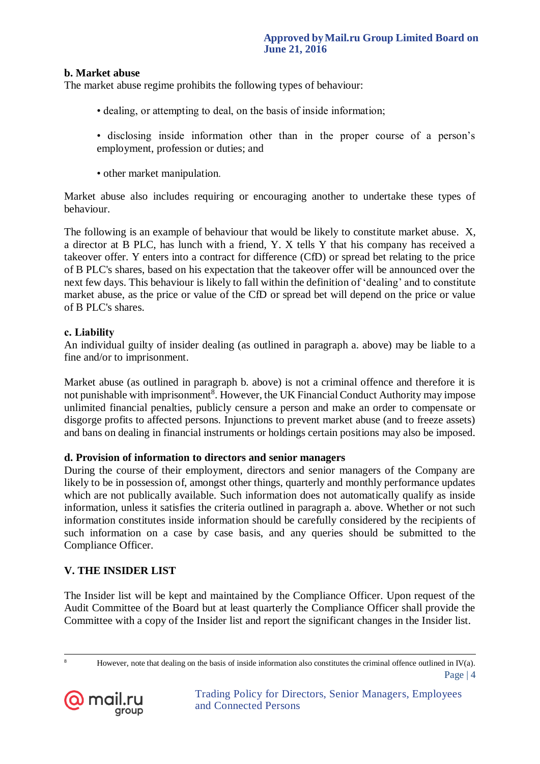**b. Market abuse**

The market abuse regime prohibits the following types of behaviour:

- dealing, or attempting to deal, on the basis of inside information;
- disclosing inside information other than in the proper course of a person's employment, profession or duties; and
- other market manipulation.

Market abuse also includes requiring or encouraging another to undertake these types of behaviour.

The following is an example of behaviour that would be likely to constitute market abuse. X, a director at B PLC, has lunch with a friend, Y. X tells Y that his company has received a takeover offer. Y enters into a contract for difference (CfD) or spread bet relating to the price of B PLC's shares, based on his expectation that the takeover offer will be announced over the next few days. This behaviour is likely to fall within the definition of 'dealing' and to constitute market abuse, as the price or value of the CfD or spread bet will depend on the price or value of B PLC's shares.

**c. Liability**

An individual guilty of insider dealing (as outlined in paragraph a. above) may be liable to a fine and/or to imprisonment.

Market abuse (as outlined in paragraph b. above) is not a criminal offence and therefore it is not punishable with imprisonment[8]. However, the UK Financial Conduct Authority may impose unlimited financial penalties, publicly censure a person and make an order to compensate or disgorge profits to affected persons. Injunctions to prevent market abuse (and to freeze assets) and bans on dealing in financial instruments or holdings certain positions may also be imposed.

**d. Provision of information to directors and senior managers**

During the course of their employment, directors and senior managers of the Company are likely to be in possession of, amongst other things, quarterly and monthly performance updates which are not publically available. Such information does not automatically qualify as inside information, unless it satisfies the criteria outlined in paragraph a. above. Whether or not such information constitutes inside information should be carefully considered by the recipients of such information on a case by case basis, and any queries should be submitted to the Compliance Officer.

## V. THE INSIDER LIST

The Insider list will be kept and maintained by the Compliance Officer. Upon request of the Audit Committee of the Board but at least quarterly the Compliance Officer shall provide the Committee with a copy of the Insider list and report the significant changes in the Insider list.

---

[8] However, note that dealing on the basis of inside information also constitutes the criminal offence outlined in IV(a).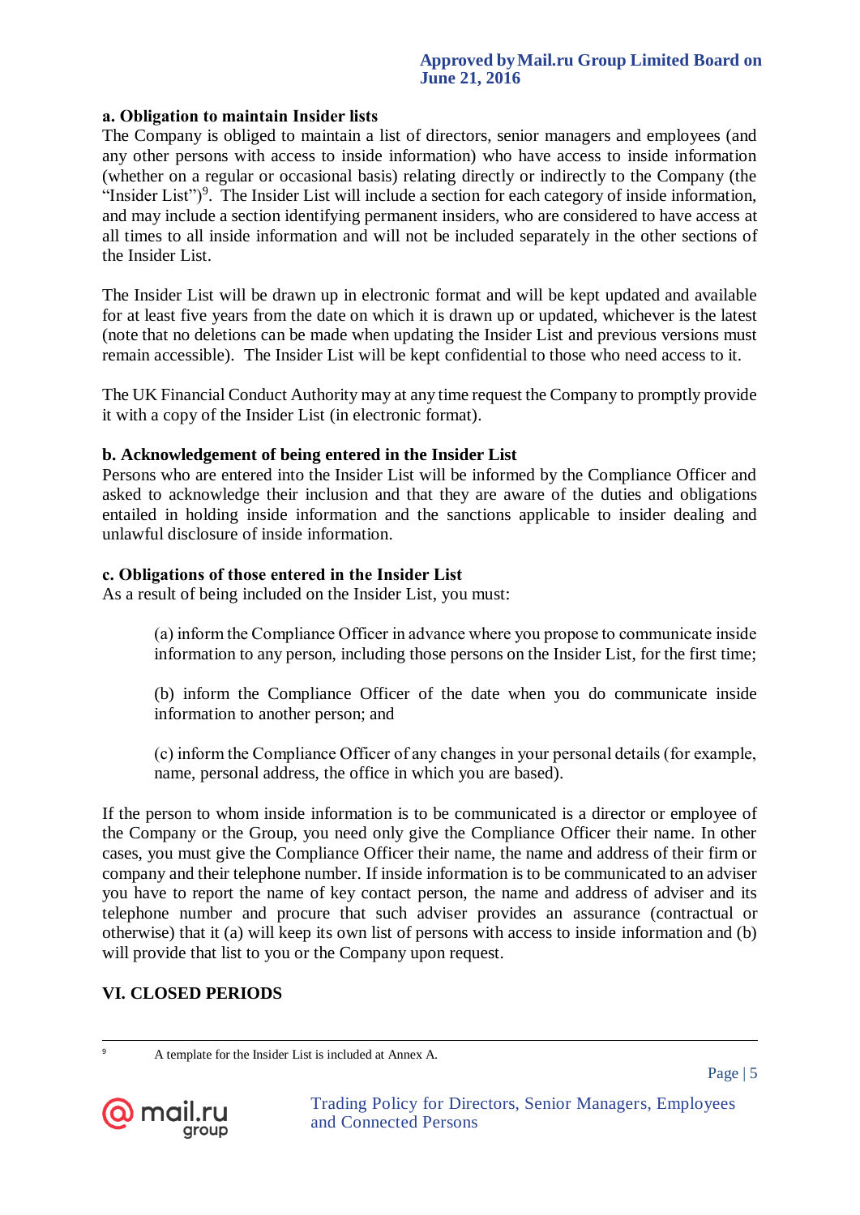**a. Obligation to maintain Insider lists**

The Company is obliged to maintain a list of directors, senior managers and employees (and any other persons with access to inside information) who have access to inside information (whether on a regular or occasional basis) relating directly or indirectly to the Company (the "Insider List")[9]. The Insider List will include a section for each category of inside information, and may include a section identifying permanent insiders, who are considered to have access at all times to all inside information and will not be included separately in the other sections of the Insider List.

The Insider List will be drawn up in electronic format and will be kept updated and available for at least five years from the date on which it is drawn up or updated, whichever is the latest (note that no deletions can be made when updating the Insider List and previous versions must remain accessible). The Insider List will be kept confidential to those who need access to it.

The UK Financial Conduct Authority may at any time request the Company to promptly provide it with a copy of the Insider List (in electronic format).

**b. Acknowledgement of being entered in the Insider List**

Persons who are entered into the Insider List will be informed by the Compliance Officer and asked to acknowledge their inclusion and that they are aware of the duties and obligations entailed in holding inside information and the sanctions applicable to insider dealing and unlawful disclosure of inside information.

**c. Obligations of those entered in the Insider List**

As a result of being included on the Insider List, you must:

(a) inform the Compliance Officer in advance where you propose to communicate inside information to any person, including those persons on the Insider List, for the first time;

(b) inform the Compliance Officer of the date when you do communicate inside information to another person; and

(c) inform the Compliance Officer of any changes in your personal details (for example, name, personal address, the office in which you are based).

If the person to whom inside information is to be communicated is a director or employee of the Company or the Group, you need only give the Compliance Officer their name. In other cases, you must give the Compliance Officer their name, the name and address of their firm or company and their telephone number. If inside information is to be communicated to an adviser you have to report the name of key contact person, the name and address of adviser and its telephone number and procure that such adviser provides an assurance (contractual or otherwise) that it (a) will keep its own list of persons with access to inside information and (b) will provide that list to you or the Company upon request.

## VI. CLOSED PERIODS

[9] A template for the Insider List is included at Annex A.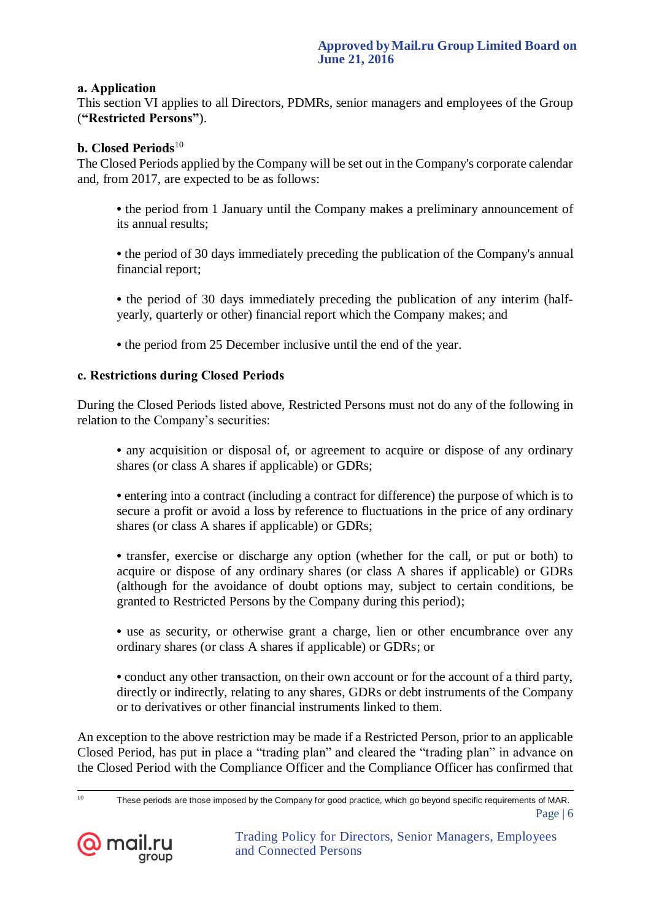**a. Application**

This section VI applies to all Directors, PDMRs, senior managers and employees of the Group (**"Restricted Persons"**).

**b. Closed Periods**[10]

The Closed Periods applied by the Company will be set out in the Company's corporate calendar and, from 2017, are expected to be as follows:

- the period from 1 January until the Company makes a preliminary announcement of its annual results;
- the period of 30 days immediately preceding the publication of the Company's annual financial report;
- the period of 30 days immediately preceding the publication of any interim (half-yearly, quarterly or other) financial report which the Company makes; and
- the period from 25 December inclusive until the end of the year.

**c. Restrictions during Closed Periods**

During the Closed Periods listed above, Restricted Persons must not do any of the following in relation to the Company's securities:

- any acquisition or disposal of, or agreement to acquire or dispose of any ordinary shares (or class A shares if applicable) or GDRs;
- entering into a contract (including a contract for difference) the purpose of which is to secure a profit or avoid a loss by reference to fluctuations in the price of any ordinary shares (or class A shares if applicable) or GDRs;
- transfer, exercise or discharge any option (whether for the call, or put or both) to acquire or dispose of any ordinary shares (or class A shares if applicable) or GDRs (although for the avoidance of doubt options may, subject to certain conditions, be granted to Restricted Persons by the Company during this period);
- use as security, or otherwise grant a charge, lien or other encumbrance over any ordinary shares (or class A shares if applicable) or GDRs; or
- conduct any other transaction, on their own account or for the account of a third party, directly or indirectly, relating to any shares, GDRs or debt instruments of the Company or to derivatives or other financial instruments linked to them.

An exception to the above restriction may be made if a Restricted Person, prior to an applicable Closed Period, has put in place a "trading plan" and cleared the "trading plan" in advance on the Closed Period with the Compliance Officer and the Compliance Officer has confirmed that

[10] These periods are those imposed by the Company for good practice, which go beyond specific requirements of MAR.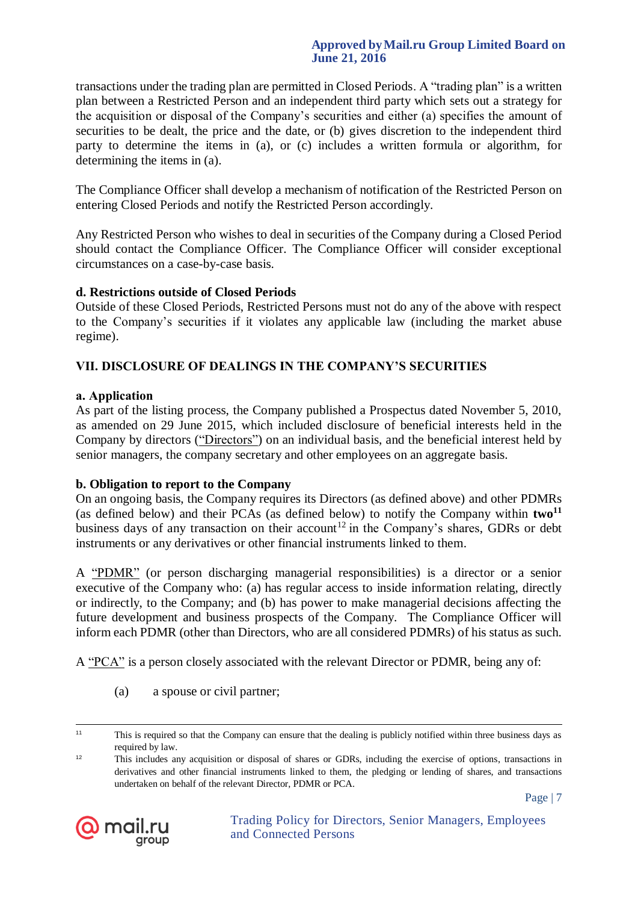transactions under the trading plan are permitted in Closed Periods. A "trading plan" is a written plan between a Restricted Person and an independent third party which sets out a strategy for the acquisition or disposal of the Company's securities and either (a) specifies the amount of securities to be dealt, the price and the date, or (b) gives discretion to the independent third party to determine the items in (a), or (c) includes a written formula or algorithm, for determining the items in (a).

The Compliance Officer shall develop a mechanism of notification of the Restricted Person on entering Closed Periods and notify the Restricted Person accordingly.

Any Restricted Person who wishes to deal in securities of the Company during a Closed Period should contact the Compliance Officer. The Compliance Officer will consider exceptional circumstances on a case-by-case basis.

### d. Restrictions outside of Closed Periods

Outside of these Closed Periods, Restricted Persons must not do any of the above with respect to the Company's securities if it violates any applicable law (including the market abuse regime).

## VII. DISCLOSURE OF DEALINGS IN THE COMPANY'S SECURITIES

### a. Application

As part of the listing process, the Company published a Prospectus dated November 5, 2010, as amended on 29 June 2015, which included disclosure of beneficial interests held in the Company by directors ("Directors") on an individual basis, and the beneficial interest held by senior managers, the company secretary and other employees on an aggregate basis.

### b. Obligation to report to the Company

On an ongoing basis, the Company requires its Directors (as defined above) and other PDMRs (as defined below) and their PCAs (as defined below) to notify the Company within **two**[11] business days of any transaction on their account[12] in the Company's shares, GDRs or debt instruments or any derivatives or other financial instruments linked to them.

A "PDMR" (or person discharging managerial responsibilities) is a director or a senior executive of the Company who: (a) has regular access to inside information relating, directly or indirectly, to the Company; and (b) has power to make managerial decisions affecting the future development and business prospects of the Company. The Compliance Officer will inform each PDMR (other than Directors, who are all considered PDMRs) of his status as such.

A "PCA" is a person closely associated with the relevant Director or PDMR, being any of:

(a) a spouse or civil partner;

---

[11] This is required so that the Company can ensure that the dealing is publicly notified within three business days as required by law.

[12] This includes any acquisition or disposal of shares or GDRs, including the exercise of options, transactions in derivatives and other financial instruments linked to them, the pledging or lending of shares, and transactions undertaken on behalf of the relevant Director, PDMR or PCA.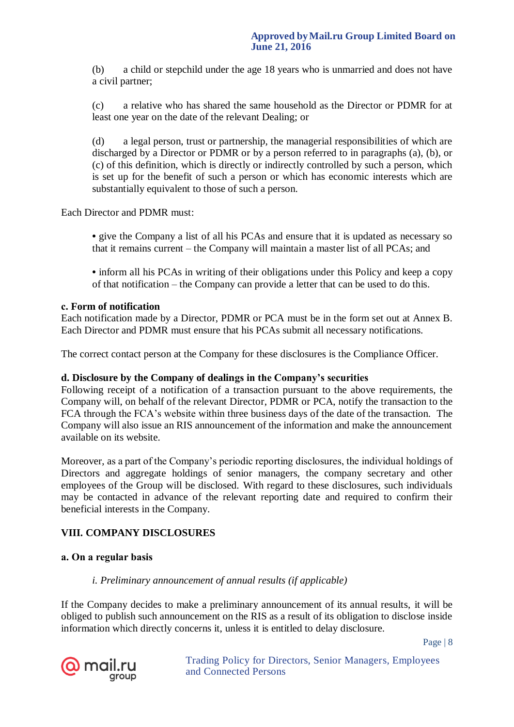(b) a child or stepchild under the age 18 years who is unmarried and does not have a civil partner;

(c) a relative who has shared the same household as the Director or PDMR for at least one year on the date of the relevant Dealing; or

(d) a legal person, trust or partnership, the managerial responsibilities of which are discharged by a Director or PDMR or by a person referred to in paragraphs (a), (b), or (c) of this definition, which is directly or indirectly controlled by such a person, which is set up for the benefit of such a person or which has economic interests which are substantially equivalent to those of such a person.

Each Director and PDMR must:

- give the Company a list of all his PCAs and ensure that it is updated as necessary so that it remains current – the Company will maintain a master list of all PCAs; and

- inform all his PCAs in writing of their obligations under this Policy and keep a copy of that notification – the Company can provide a letter that can be used to do this.

**c. Form of notification**

Each notification made by a Director, PDMR or PCA must be in the form set out at Annex B. Each Director and PDMR must ensure that his PCAs submit all necessary notifications.

The correct contact person at the Company for these disclosures is the Compliance Officer.

**d. Disclosure by the Company of dealings in the Company's securities**

Following receipt of a notification of a transaction pursuant to the above requirements, the Company will, on behalf of the relevant Director, PDMR or PCA, notify the transaction to the FCA through the FCA's website within three business days of the date of the transaction. The Company will also issue an RIS announcement of the information and make the announcement available on its website.

Moreover, as a part of the Company's periodic reporting disclosures, the individual holdings of Directors and aggregate holdings of senior managers, the company secretary and other employees of the Group will be disclosed. With regard to these disclosures, such individuals may be contacted in advance of the relevant reporting date and required to confirm their beneficial interests in the Company.

## VIII. COMPANY DISCLOSURES

### a. On a regular basis

*i. Preliminary announcement of annual results (if applicable)*

If the Company decides to make a preliminary announcement of its annual results, it will be obliged to publish such announcement on the RIS as a result of its obligation to disclose inside information which directly concerns it, unless it is entitled to delay disclosure.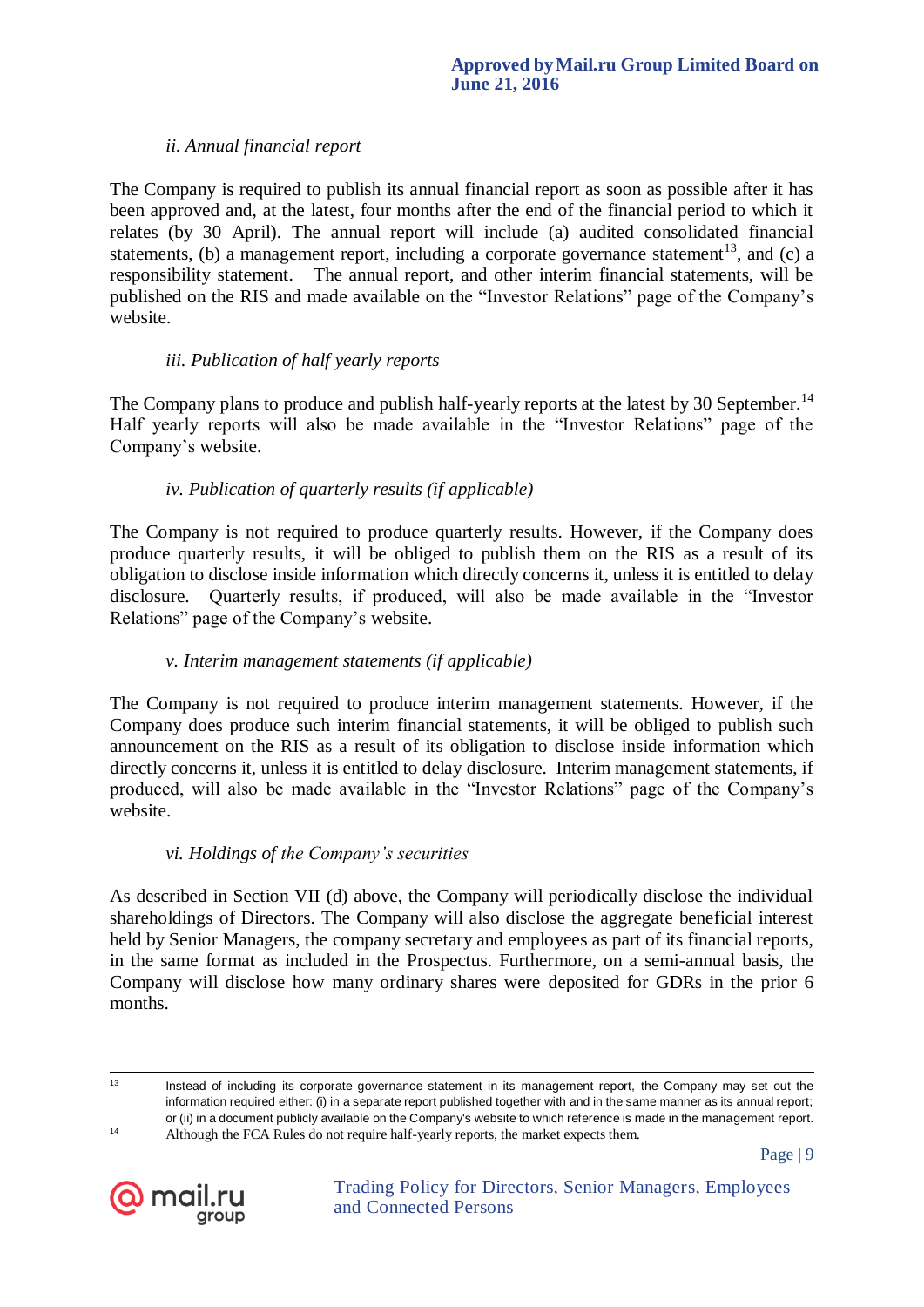*ii. Annual financial report*

The Company is required to publish its annual financial report as soon as possible after it has been approved and, at the latest, four months after the end of the financial period to which it relates (by 30 April). The annual report will include (a) audited consolidated financial statements, (b) a management report, including a corporate governance statement[13], and (c) a responsibility statement. The annual report, and other interim financial statements, will be published on the RIS and made available on the "Investor Relations" page of the Company's website.

*iii. Publication of half yearly reports*

The Company plans to produce and publish half-yearly reports at the latest by 30 September.[14] Half yearly reports will also be made available in the "Investor Relations" page of the Company's website.

*iv. Publication of quarterly results (if applicable)*

The Company is not required to produce quarterly results. However, if the Company does produce quarterly results, it will be obliged to publish them on the RIS as a result of its obligation to disclose inside information which directly concerns it, unless it is entitled to delay disclosure. Quarterly results, if produced, will also be made available in the "Investor Relations" page of the Company's website.

*v. Interim management statements (if applicable)*

The Company is not required to produce interim management statements. However, if the Company does produce such interim financial statements, it will be obliged to publish such announcement on the RIS as a result of its obligation to disclose inside information which directly concerns it, unless it is entitled to delay disclosure. Interim management statements, if produced, will also be made available in the "Investor Relations" page of the Company's website.

*vi. Holdings of the Company's securities*

As described in Section VII (d) above, the Company will periodically disclose the individual shareholdings of Directors. The Company will also disclose the aggregate beneficial interest held by Senior Managers, the company secretary and employees as part of its financial reports, in the same format as included in the Prospectus. Furthermore, on a semi-annual basis, the Company will disclose how many ordinary shares were deposited for GDRs in the prior 6 months.

---

[13] Instead of including its corporate governance statement in its management report, the Company may set out the information required either: (i) in a separate report published together with and in the same manner as its annual report; or (ii) in a document publicly available on the Company's website to which reference is made in the management report.

[14] Although the FCA Rules do not require half-yearly reports, the market expects them.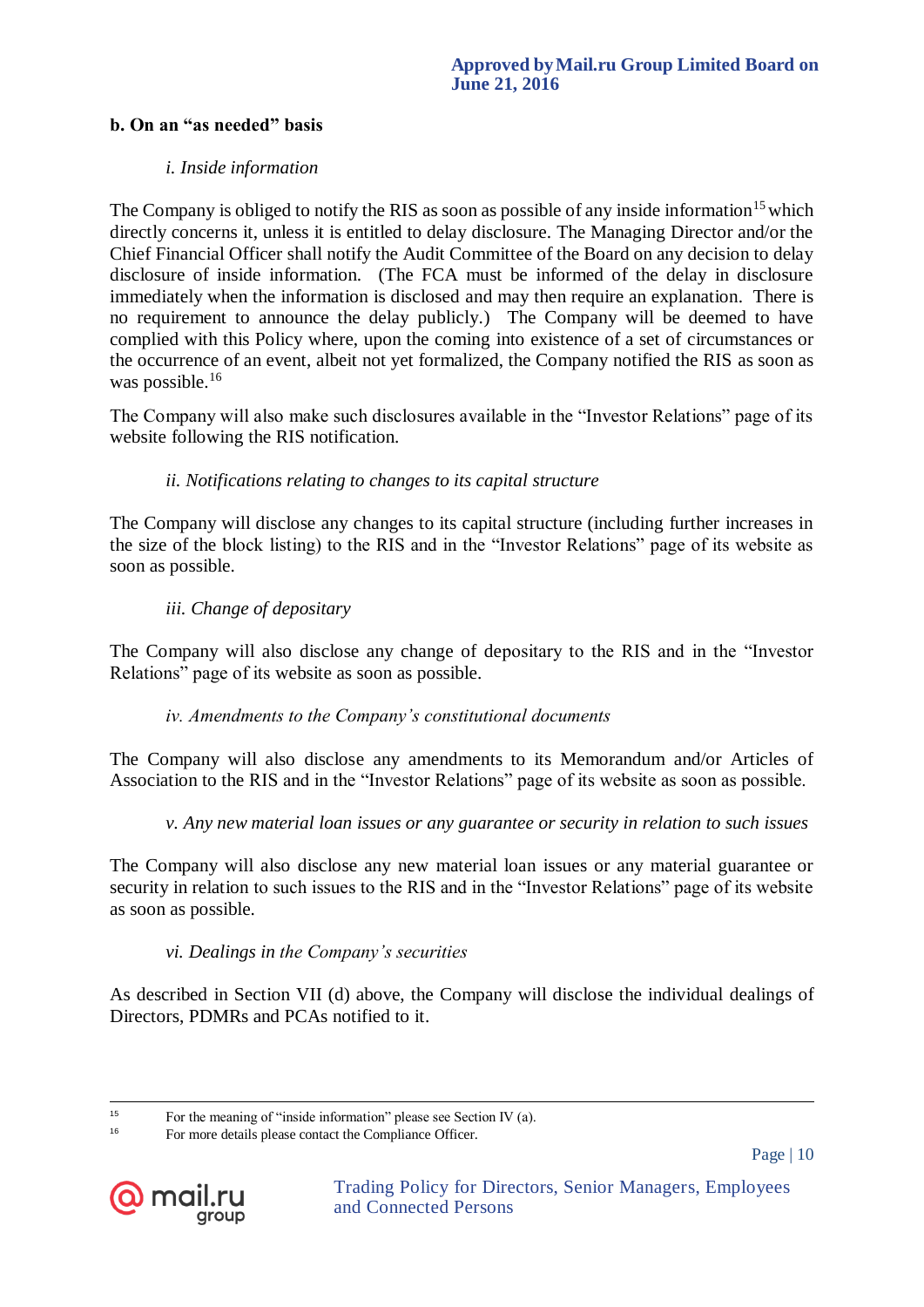**b. On an "as needed" basis**

*i. Inside information*

The Company is obliged to notify the RIS as soon as possible of any inside information[15] which directly concerns it, unless it is entitled to delay disclosure. The Managing Director and/or the Chief Financial Officer shall notify the Audit Committee of the Board on any decision to delay disclosure of inside information. (The FCA must be informed of the delay in disclosure immediately when the information is disclosed and may then require an explanation. There is no requirement to announce the delay publicly.) The Company will be deemed to have complied with this Policy where, upon the coming into existence of a set of circumstances or the occurrence of an event, albeit not yet formalized, the Company notified the RIS as soon as was possible.[16]

The Company will also make such disclosures available in the "Investor Relations" page of its website following the RIS notification.

*ii. Notifications relating to changes to its capital structure*

The Company will disclose any changes to its capital structure (including further increases in the size of the block listing) to the RIS and in the "Investor Relations" page of its website as soon as possible.

*iii. Change of depositary*

The Company will also disclose any change of depositary to the RIS and in the "Investor Relations" page of its website as soon as possible.

*iv. Amendments to the Company's constitutional documents*

The Company will also disclose any amendments to its Memorandum and/or Articles of Association to the RIS and in the "Investor Relations" page of its website as soon as possible.

*v. Any new material loan issues or any guarantee or security in relation to such issues*

The Company will also disclose any new material loan issues or any material guarantee or security in relation to such issues to the RIS and in the "Investor Relations" page of its website as soon as possible.

*vi. Dealings in the Company's securities*

As described in Section VII (d) above, the Company will disclose the individual dealings of Directors, PDMRs and PCAs notified to it.

---

[15] For the meaning of "inside information" please see Section IV (a).

[16] For more details please contact the Compliance Officer.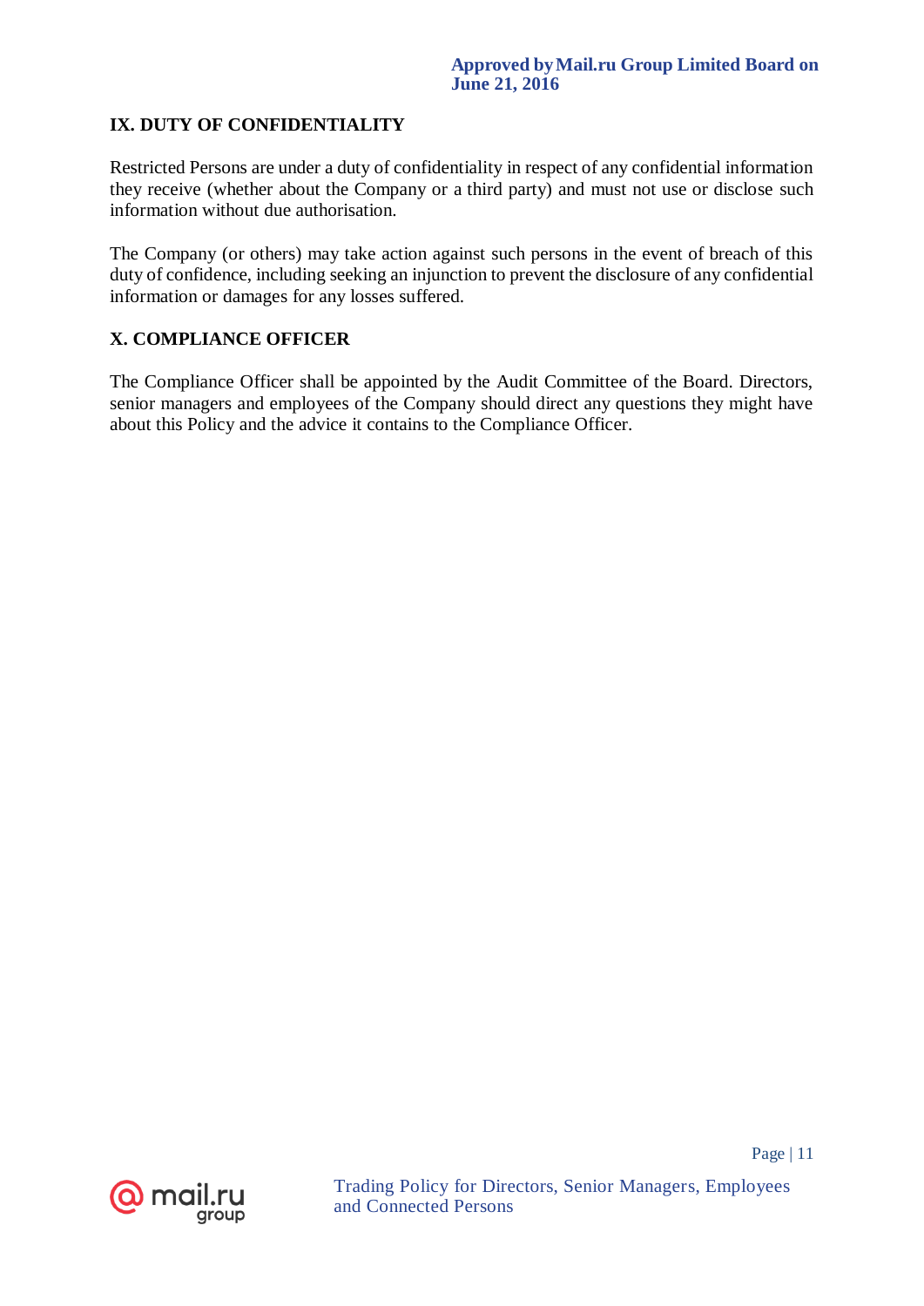## IX. DUTY OF CONFIDENTIALITY

Restricted Persons are under a duty of confidentiality in respect of any confidential information they receive (whether about the Company or a third party) and must not use or disclose such information without due authorisation.

The Company (or others) may take action against such persons in the event of breach of this duty of confidence, including seeking an injunction to prevent the disclosure of any confidential information or damages for any losses suffered.

## X. COMPLIANCE OFFICER

The Compliance Officer shall be appointed by the Audit Committee of the Board. Directors, senior managers and employees of the Company should direct any questions they might have about this Policy and the advice it contains to the Compliance Officer.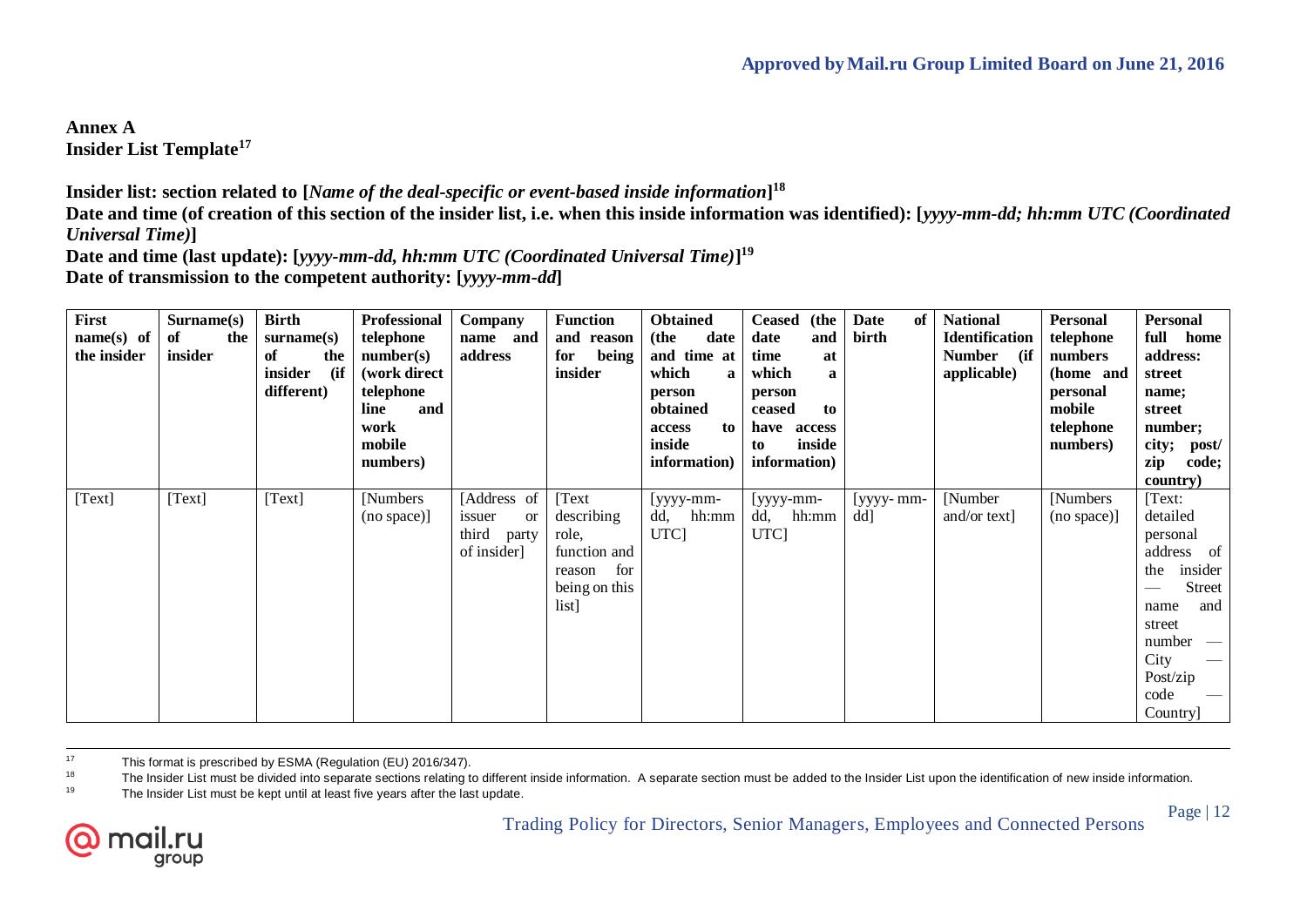**Approved by Mail.ru Group Limited Board on June 21, 2016**

## Annex A
## Insider List Template[17]

**Insider list: section related to [*Name of the deal-specific or event-based inside information*][18]**

**Date and time (of creation of this section of the insider list, i.e. when this inside information was identified): [*yyyy-mm-dd; hh:mm UTC (Coordinated Universal Time)*]**

**Date and time (last update): [*yyyy-mm-dd, hh:mm UTC (Coordinated Universal Time)*][19]**

**Date of transmission to the competent authority: [*yyyy-mm-dd*]**

| First name(s) of the insider | Surname(s) of the insider | Birth surname(s) of the insider (if different) | Professional telephone number(s) (work direct telephone line and work mobile numbers) | Company name and address | Function and reason for being insider | Obtained (the date and time at which a person obtained access to inside information) | Ceased (the date and time at which a person ceased to have access to inside information) | Date of birth | National Identification Number (if applicable) | Personal telephone numbers (home and personal mobile telephone numbers) | Personal full home address: street name; street number; city; post/ zip code; country) |
|---|---|---|---|---|---|---|---|---|---|---|---|
| [Text] | [Text] | [Text] | [Numbers (no space)] | [Address of issuer or third party of insider] | [Text describing role, function and reason for being on this list] | [yyyy-mm-dd, hh:mm UTC] | [yyyy-mm-dd, hh:mm UTC] | [yyyy- mm-dd] | [Number and/or text] | [Numbers (no space)] | [Text: detailed personal address of the insider — Street name and street number — City — Post/zip code — Country] |

[17] This format is prescribed by ESMA (Regulation (EU) 2016/347).

[18] The Insider List must be divided into separate sections relating to different inside information. A separate section must be added to the Insider List upon the identification of new inside information.

[19] The Insider List must be kept until at least five years after the last update.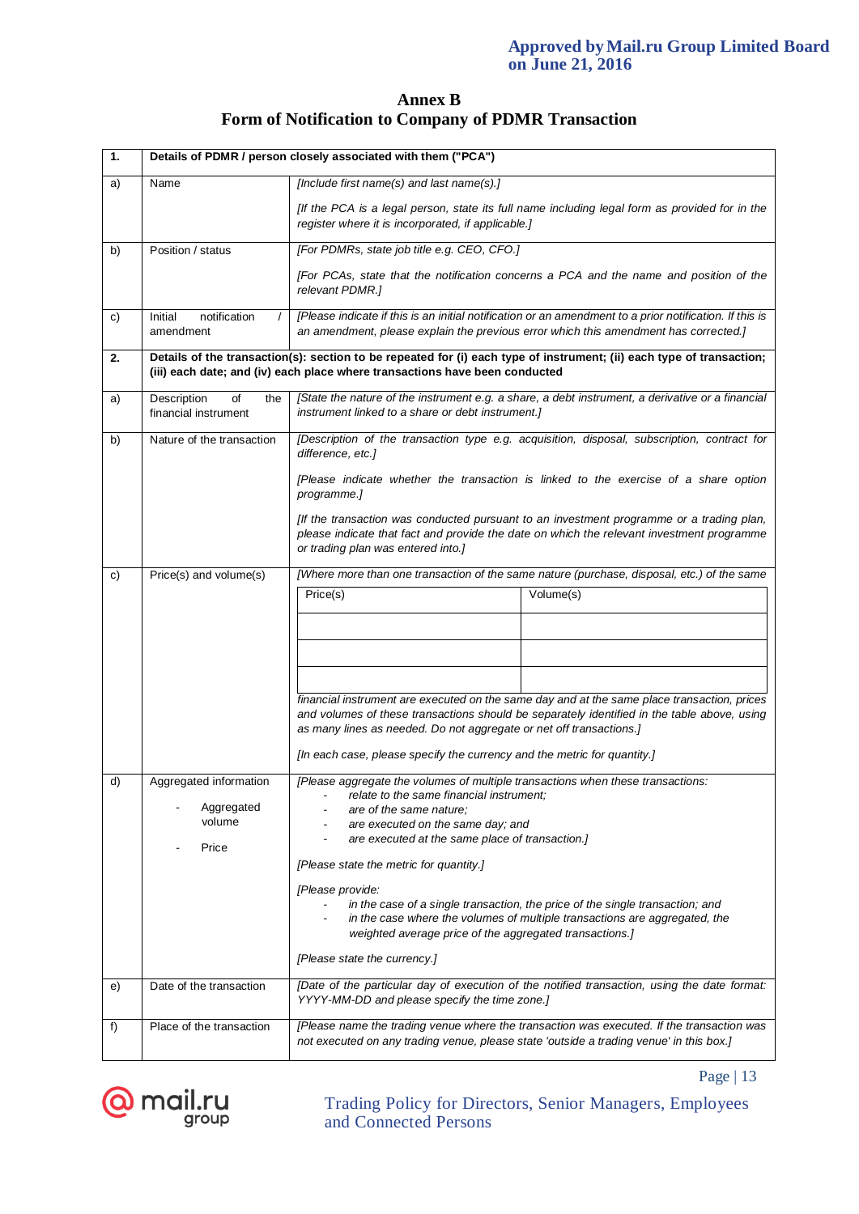# Annex B
## Form of Notification to Company of PDMR Transaction

| 1. | Details of PDMR / person closely associated with them ("PCA") | |
|---|---|---|
| a) | Name | [Include first name(s) and last name(s).]<br><br>[If the PCA is a legal person, state its full name including legal form as provided for in the register where it is incorporated, if applicable.] |
| b) | Position / status | [For PDMRs, state job title e.g. CEO, CFO.]<br><br>[For PCAs, state that the notification concerns a PCA and the name and position of the relevant PDMR.] |
| c) | Initial notification / amendment | [Please indicate if this is an initial notification or an amendment to a prior notification. If this is an amendment, please explain the previous error which this amendment has corrected.] |
| **2.** | **Details of the transaction(s): section to be repeated for (i) each type of instrument; (ii) each type of transaction; (iii) each date; and (iv) each place where transactions have been conducted** | |
| a) | Description of the financial instrument | [State the nature of the instrument e.g. a share, a debt instrument, a derivative or a financial instrument linked to a share or debt instrument.] |
| b) | Nature of the transaction | [Description of the transaction type e.g. acquisition, disposal, subscription, contract for difference, etc.]<br><br>[Please indicate whether the transaction is linked to the exercise of a share option programme.]<br><br>[If the transaction was conducted pursuant to an investment programme or a trading plan, please indicate that fact and provide the date on which the relevant investment programme or trading plan was entered into.] |
| c) | Price(s) and volume(s) | [Where more than one transaction of the same nature (purchase, disposal, etc.) of the same financial instrument are executed on the same day and at the same place transaction, prices and volumes of these transactions should be separately identified in the table above, using as many lines as needed. Do not aggregate or net off transactions.]<br><br>[In each case, please specify the currency and the metric for quantity.] |
| d) | Aggregated information<br>- Aggregated volume<br>- Price | [Please aggregate the volumes of multiple transactions when these transactions:<br>- relate to the same financial instrument;<br>- are of the same nature;<br>- are executed on the same day; and<br>- are executed at the same place of transaction.]<br><br>[Please state the metric for quantity.]<br><br>[Please provide:<br>- in the case of a single transaction, the price of the single transaction; and<br>- in the case where the volumes of multiple transactions are aggregated, the weighted average price of the aggregated transactions.]<br><br>[Please state the currency.] |
| e) | Date of the transaction | [Date of the particular day of execution of the notified transaction, using the date format: YYYY-MM-DD and please specify the time zone.] |
| f) | Place of the transaction | [Please name the trading venue where the transaction was executed. If the transaction was not executed on any trading venue, please state 'outside a trading venue' in this box.] |

Price(s) and volume(s) table (item 2c):

| Price(s) | Volume(s) |
|---|---|
| | |
| | |
| | |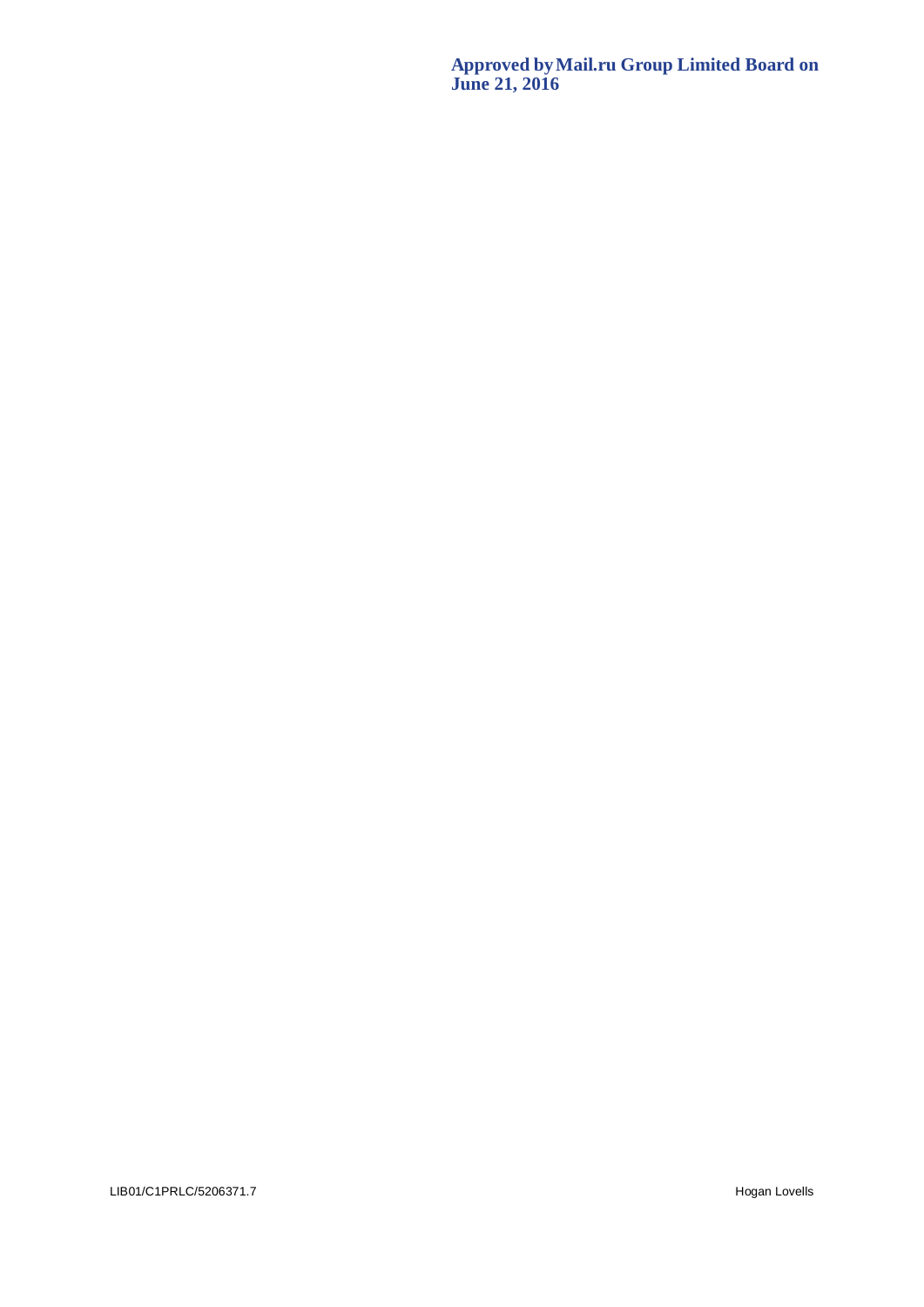**Approved by Mail.ru Group Limited Board on June 21, 2016**